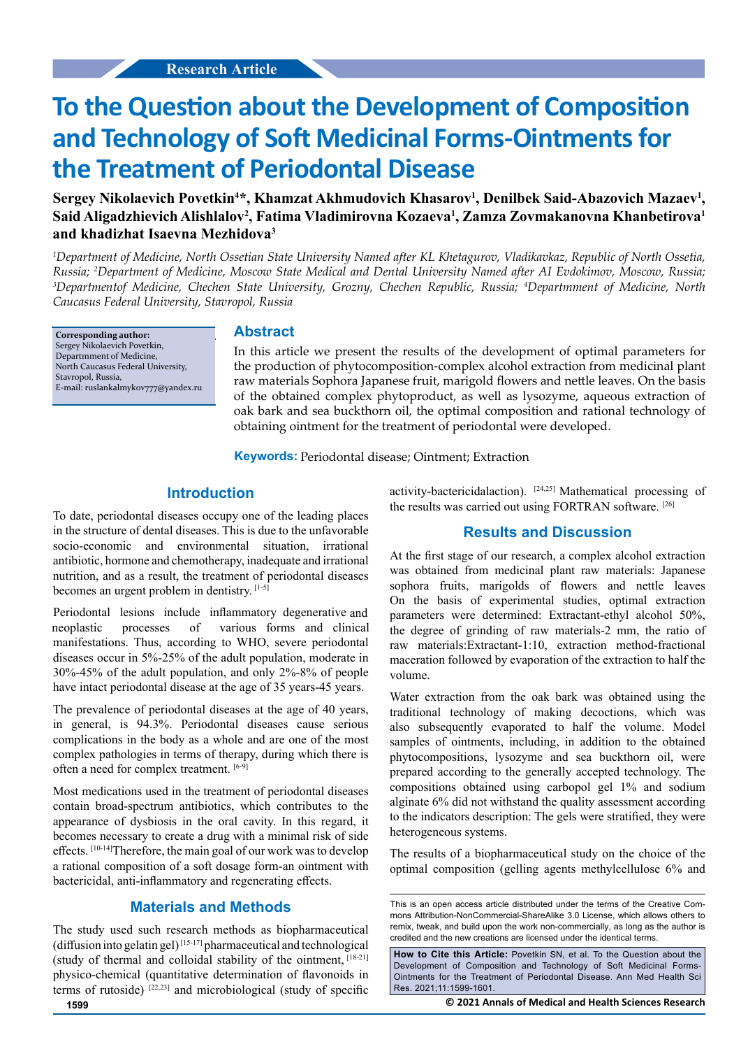Research Article

# To the Question about the Development of Composition and Technology of Soft Medicinal Forms-Ointments for the Treatment of Periodontal Disease

**Sergey Nikolaevich Povetkin[4]*, Khamzat Akhmudovich Khasarov[1], Denilbek Said-Abazovich Mazaev[1], Said Aligadzhievich Alishlalov[2], Fatima Vladimirovna Kozaeva[1], Zamza Zovmakanovna Khanbetirova[1] and khadizhat Isaevna Mezhidova[3]**

*[1]Department of Medicine, North Ossetian State University Named after KL Khetagurov, Vladikavkaz, Republic of North Ossetia, Russia; [2]Department of Medicine, Moscow State Medical and Dental University Named after AI Evdokimov, Moscow, Russia; [3]Departmentof Medicine, Chechen State University, Grozny, Chechen Republic, Russia; [4]Departmment of Medicine, North Caucasus Federal University, Stavropol, Russia*

**Corresponding author:** Sergey Nikolaevich Povetkin, Department of Medicine, North Caucasus Federal University, Stavropol, Russia, E-mail: ruslankalmykov777@yandex.ru

## Abstract

In this article we present the results of the development of optimal parameters for the production of phytocomposition-complex alcohol extraction from medicinal plant raw materials Sophora Japanese fruit, marigold flowers and nettle leaves. On the basis of the obtained complex phytoproduct, as well as lysozyme, aqueous extraction of oak bark and sea buckthorn oil, the optimal composition and rational technology of obtaining ointment for the treatment of periodontal were developed.

**Keywords:** Periodontal disease; Ointment; Extraction

## Introduction

To date, periodontal diseases occupy one of the leading places in the structure of dental diseases. This is due to the unfavorable socio-economic and environmental situation, irrational antibiotic, hormone and chemotherapy, inadequate and irrational nutrition, and as a result, the treatment of periodontal diseases becomes an urgent problem in dentistry. [1-5]

Periodontal lesions include inflammatory degenerative and neoplastic processes of various forms and clinical manifestations. Thus, according to WHO, severe periodontal diseases occur in 5%-25% of the adult population, moderate in 30%-45% of the adult population, and only 2%-8% of people have intact periodontal disease at the age of 35 years-45 years.

The prevalence of periodontal diseases at the age of 40 years, in general, is 94.3%. Periodontal diseases cause serious complications in the body as a whole and are one of the most complex pathologies in terms of therapy, during which there is often a need for complex treatment. [6-9]

Most medications used in the treatment of periodontal diseases contain broad-spectrum antibiotics, which contributes to the appearance of dysbiosis in the oral cavity. In this regard, it becomes necessary to create a drug with a minimal risk of side effects. [10-14]Therefore, the main goal of our work was to develop a rational composition of a soft dosage form-an ointment with bactericidal, anti-inflammatory and regenerating effects.

## Materials and Methods

The study used such research methods as biopharmaceutical (diffusion into gelatin gel) [15-17] pharmaceutical and technological (study of thermal and colloidal stability of the ointment, [18-21] physico-chemical (quantitative determination of flavonoids in terms of rutoside) [22,23] and microbiological (study of specific activity-bactericidalaction). [24,25] Mathematical processing of the results was carried out using FORTRAN software. [26]

## Results and Discussion

At the first stage of our research, a complex alcohol extraction was obtained from medicinal plant raw materials: Japanese sophora fruits, marigolds of flowers and nettle leaves On the basis of experimental studies, optimal extraction parameters were determined: Extractant-ethyl alcohol 50%, the degree of grinding of raw materials-2 mm, the ratio of raw materials:Extractant-1:10, extraction method-fractional maceration followed by evaporation of the extraction to half the volume.

Water extraction from the oak bark was obtained using the traditional technology of making decoctions, which was also subsequently evaporated to half the volume. Model samples of ointments, including, in addition to the obtained phytocompositions, lysozyme and sea buckthorn oil, were prepared according to the generally accepted technology. The compositions obtained using carbopol gel 1% and sodium alginate 6% did not withstand the quality assessment according to the indicators description: The gels were stratified, they were heterogeneous systems.

The results of a biopharmaceutical study on the choice of the optimal composition (gelling agents methylcellulose 6% and

This is an open access article distributed under the terms of the Creative Commons Attribution-NonCommercial-ShareAlike 3.0 License, which allows others to remix, tweak, and build upon the work non-commercially, as long as the author is credited and the new creations are licensed under the identical terms.

**How to Cite this Article:** Povetkin SN, et al. To the Question about the Development of Composition and Technology of Soft Medicinal Forms-Ointments for the Treatment of Periodontal Disease. Ann Med Health Sci Res. 2021;11:1599-1601.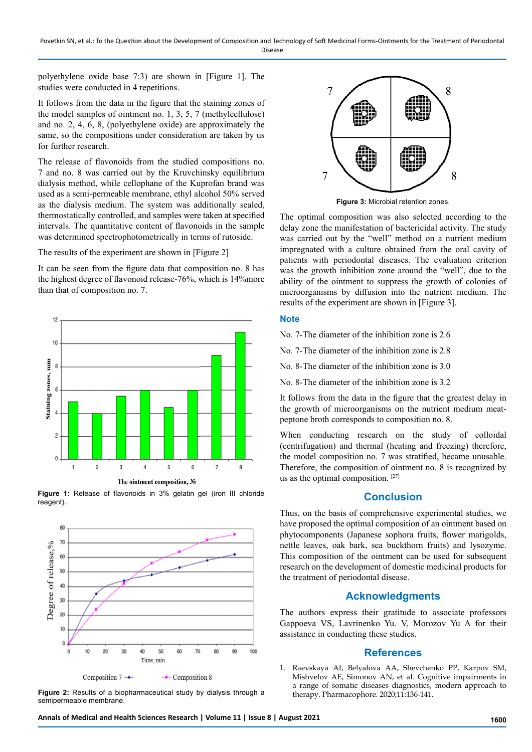polyethylene oxide base 7:3) are shown in [Figure 1]. The studies were conducted in 4 repetitions.

It follows from the data in the figure that the staining zones of the model samples of ointment no. 1, 3, 5, 7 (methylcellulose) and no. 2, 4, 6, 8, (polyethylene oxide) are approximately the same, so the compositions under consideration are taken by us for further research.

The release of flavonoids from the studied compositions no. 7 and no. 8 was carried out by the Kruvchinsky equilibrium dialysis method, while cellophane of the Kuprofan brand was used as a semi-permeable membrane, ethyl alcohol 50% served as the dialysis medium. The system was additionally sealed, thermostatically controlled, and samples were taken at specified intervals. The quantitative content of flavonoids in the sample was determined spectrophotometrically in terms of rutoside.

The results of the experiment are shown in [Figure 2]

It can be seen from the figure data that composition no. 8 has the highest degree of flavonoid release-76%, which is 14%more than that of composition no. 7.

**Figure 1:** Release of flavonoids in 3% gelatin gel (iron III chloride reagent).

**Figure 2:** Results of a biopharmaceutical study by dialysis through a semipermeable membrane.

**Figure 3:** Microbial retention zones.

The optimal composition was also selected according to the delay zone the manifestation of bactericidal activity. The study was carried out by the "well" method on a nutrient medium impregnated with a culture obtained from the oral cavity of patients with periodontal diseases. The evaluation criterion was the growth inhibition zone around the "well", due to the ability of the ointment to suppress the growth of colonies of microorganisms by diffusion into the nutrient medium. The results of the experiment are shown in [Figure 3].

### Note

No. 7-The diameter of the inhibition zone is 2.6

No. 7-The diameter of the inhibition zone is 2.8

No. 8-The diameter of the inhibition zone is 3.0

No. 8-The diameter of the inhibition zone is 3.2

It follows from the data in the figure that the greatest delay in the growth of microorganisms on the nutrient medium meat-peptone broth corresponds to composition no. 8.

When conducting research on the study of colloidal (centrifugation) and thermal (heating and freezing) therefore, the model composition no. 7 was stratified, became unusable. Therefore, the composition of ointment no. 8 is recognized by us as the optimal composition. [27]

## Conclusion

Thus, on the basis of comprehensive experimental studies, we have proposed the optimal composition of an ointment based on phytocomponents (Japanese sophora fruits, flower marigolds, nettle leaves, oak bark, sea buckthorn fruits) and lysozyme. This composition of the ointment can be used for subsequent research on the development of domestic medicinal products for the treatment of periodontal disease.

## Acknowledgments

The authors express their gratitude to associate professors Gappoeva VS, Lavrinenko Yu. V, Morozov Yu A for their assistance in conducting these studies.

## References

1. Raevskaya AI, Belyalova AA, Shevchenko PP, Karpov SM, Mishvelov AE, Simonov AN, et al. Cognitive impairments in a range of somatic diseases diagnostics, modern approach to therapy. Pharmacophore. 2020;11:136-141.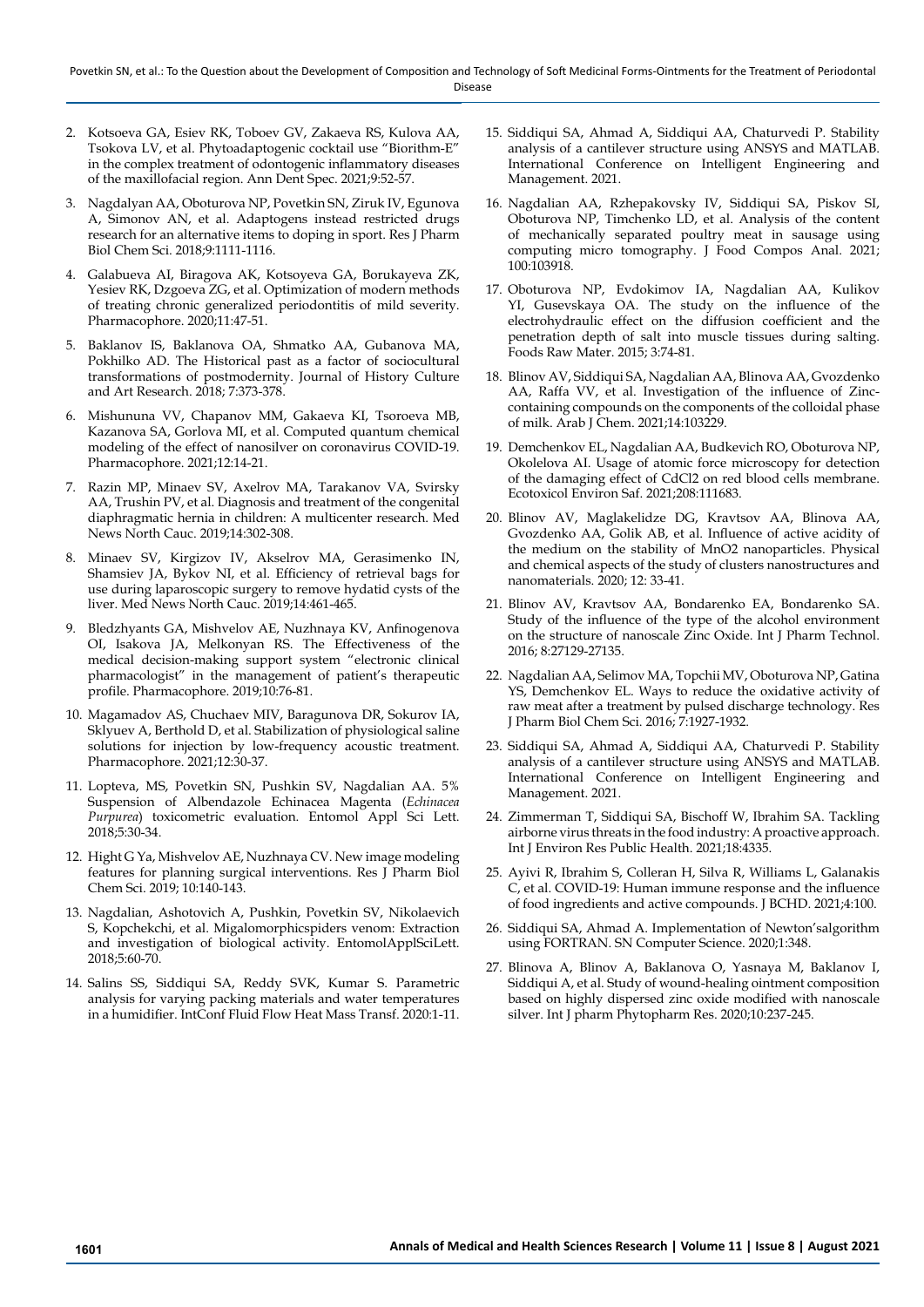2. Kotsoeva GA, Esiev RK, Toboev GV, Zakaeva RS, Kulova AA, Tsokova LV, et al. Phytoadaptogenic cocktail use "Biorithm-E" in the complex treatment of odontogenic inflammatory diseases of the maxillofacial region. Ann Dent Spec. 2021;9:52-57.
3. Nagdalyan AA, Oboturova NP, Povetkin SN, Ziruk IV, Egunova A, Simonov AN, et al. Adaptogens instead restricted drugs research for an alternative items to doping in sport. Res J Pharm Biol Chem Sci. 2018;9:1111-1116.
4. Galabueva AI, Biragova AK, Kotsoyeva GA, Borukayeva ZK, Yesiev RK, Dzgoeva ZG, et al. Optimization of modern methods of treating chronic generalized periodontitis of mild severity. Pharmacophore. 2020;11:47-51.
5. Baklanov IS, Baklanova OA, Shmatko AA, Gubanova MA, Pokhilko AD. The Historical past as a factor of sociocultural transformations of postmodernity. Journal of History Culture and Art Research. 2018; 7:373-378.
6. Mishununa VV, Chapanov MM, Gakaeva KI, Tsoroeva MB, Kazanova SA, Gorlova MI, et al. Computed quantum chemical modeling of the effect of nanosilver on coronavirus COVID-19. Pharmacophore. 2021;12:14-21.
7. Razin MP, Minaev SV, Axelrov MA, Tarakanov VA, Svirsky AA, Trushin PV, et al. Diagnosis and treatment of the congenital diaphragmatic hernia in children: A multicenter research. Med News North Cauc. 2019;14:302-308.
8. Minaev SV, Kirgizov IV, Akselrov MA, Gerasimenko IN, Shamsiev JA, Bykov NI, et al. Efficiency of retrieval bags for use during laparoscopic surgery to remove hydatid cysts of the liver. Med News North Cauc. 2019;14:461-465.
9. Bledzhyants GA, Mishvelov AE, Nuzhnaya KV, Anfinogenova OI, Isakova JA, Melkonyan RS. The Effectiveness of the medical decision-making support system "electronic clinical pharmacologist" in the management of patient's therapeutic profile. Pharmacophore. 2019;10:76-81.
10. Magamadov AS, Chuchaev MIV, Baragunova DR, Sokurov IA, Sklyuev A, Berthold D, et al. Stabilization of physiological saline solutions for injection by low-frequency acoustic treatment. Pharmacophore. 2021;12:30-37.
11. Lopteva, MS, Povetkin SN, Pushkin SV, Nagdalian AA. 5% Suspension of Albendazole Echinacea Magenta (*Echinacea Purpurea*) toxicometric evaluation. Entomol Appl Sci Lett. 2018;5:30-34.
12. Hight G Ya, Mishvelov AE, Nuzhnaya CV. New image modeling features for planning surgical interventions. Res J Pharm Biol Chem Sci. 2019; 10:140-143.
13. Nagdalian, Ashotovich A, Pushkin, Povetkin SV, Nikolaevich S, Kopchekchi, et al. Migalomorphicspiders venom: Extraction and investigation of biological activity. EntomolApplSciLett. 2018;5:60-70.
14. Salins SS, Siddiqui SA, Reddy SVK, Kumar S. Parametric analysis for varying packing materials and water temperatures in a humidifier. IntConf Fluid Flow Heat Mass Transf. 2020:1-11.
15. Siddiqui SA, Ahmad A, Siddiqui AA, Chaturvedi P. Stability analysis of a cantilever structure using ANSYS and MATLAB. International Conference on Intelligent Engineering and Management. 2021.
16. Nagdalian AA, Rzhepakovsky IV, Siddiqui SA, Piskov SI, Oboturova NP, Timchenko LD, et al. Analysis of the content of mechanically separated poultry meat in sausage using computing micro tomography. J Food Compos Anal. 2021; 100:103918.
17. Oboturova NP, Evdokimov IA, Nagdalian AA, Kulikov YI, Gusevskaya OA. The study on the influence of the electrohydraulic effect on the diffusion coefficient and the penetration depth of salt into muscle tissues during salting. Foods Raw Mater. 2015; 3:74-81.
18. Blinov AV, Siddiqui SA, Nagdalian AA, Blinova AA, Gvozdenko AA, Raffa VV, et al. Investigation of the influence of Zinc-containing compounds on the components of the colloidal phase of milk. Arab J Chem. 2021;14:103229.
19. Demchenkov EL, Nagdalian AA, Budkevich RO, Oboturova NP, Okolelova AI. Usage of atomic force microscopy for detection of the damaging effect of CdCl2 on red blood cells membrane. Ecotoxicol Environ Saf. 2021;208:111683.
20. Blinov AV, Maglakelidze DG, Kravtsov AA, Blinova AA, Gvozdenko AA, Golik AB, et al. Influence of active acidity of the medium on the stability of MnO2 nanoparticles. Physical and chemical aspects of the study of clusters nanostructures and nanomaterials. 2020; 12: 33-41.
21. Blinov AV, Kravtsov AA, Bondarenko EA, Bondarenko SA. Study of the influence of the type of the alcohol environment on the structure of nanoscale Zinc Oxide. Int J Pharm Technol. 2016; 8:27129-27135.
22. Nagdalian AA, Selimov MA, Topchii MV, Oboturova NP, Gatina YS, Demchenkov EL. Ways to reduce the oxidative activity of raw meat after a treatment by pulsed discharge technology. Res J Pharm Biol Chem Sci. 2016; 7:1927-1932.
23. Siddiqui SA, Ahmad A, Siddiqui AA, Chaturvedi P. Stability analysis of a cantilever structure using ANSYS and MATLAB. International Conference on Intelligent Engineering and Management. 2021.
24. Zimmerman T, Siddiqui SA, Bischoff W, Ibrahim SA. Tackling airborne virus threats in the food industry: A proactive approach. Int J Environ Res Public Health. 2021;18:4335.
25. Ayivi R, Ibrahim S, Colleran H, Silva R, Williams L, Galanakis C, et al. COVID-19: Human immune response and the influence of food ingredients and active compounds. J BCHD. 2021;4:100.
26. Siddiqui SA, Ahmad A. Implementation of Newton'salgorithm using FORTRAN. SN Computer Science. 2020;1:348.
27. Blinova A, Blinov A, Baklanova O, Yasnaya M, Baklanov I, Siddiqui A, et al. Study of wound-healing ointment composition based on highly dispersed zinc oxide modified with nanoscale silver. Int J pharm Phytopharm Res. 2020;10:237-245.